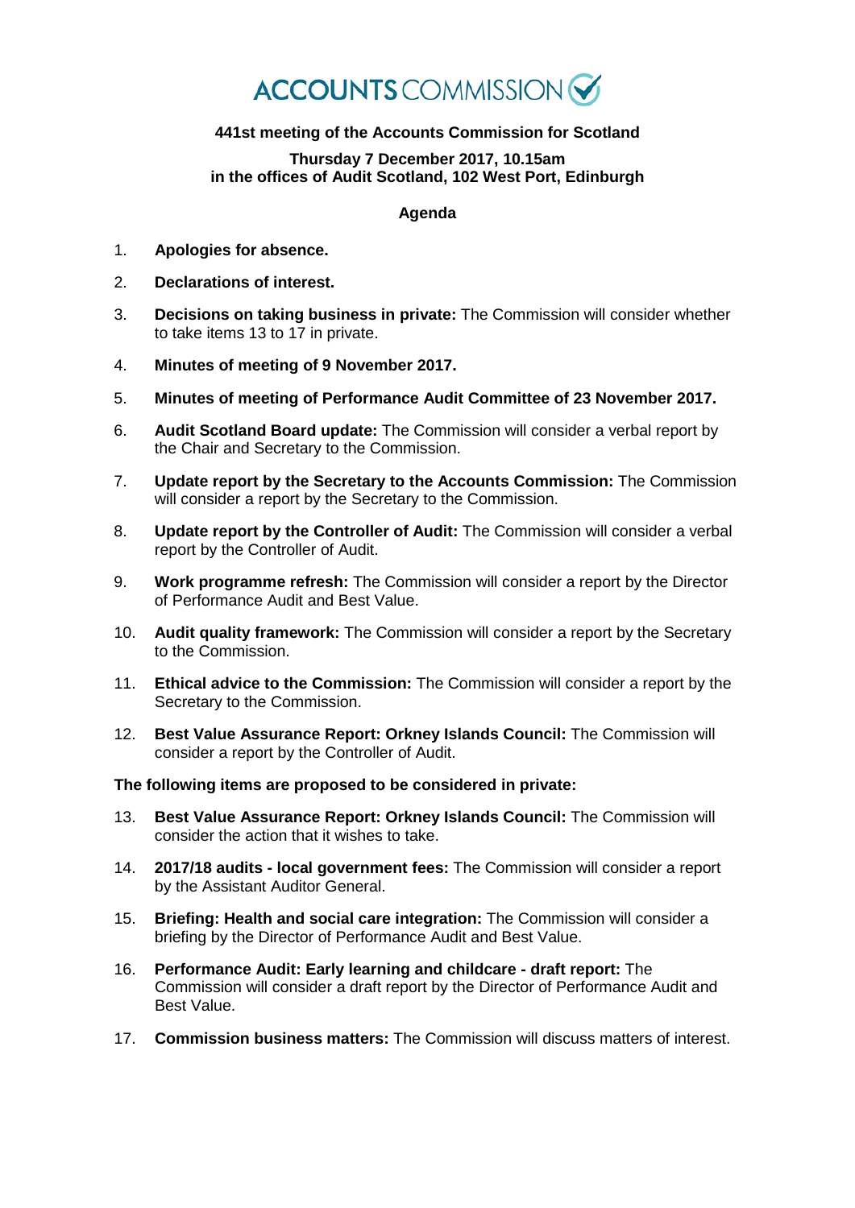# ACCOUNTS COMMISSION

**441st meeting of the Accounts Commission for Scotland**

**Thursday 7 December 2017, 10.15am**
**in the offices of Audit Scotland, 102 West Port, Edinburgh**

## Agenda

1. **Apologies for absence.**
2. **Declarations of interest.**
3. **Decisions on taking business in private:** The Commission will consider whether to take items 13 to 17 in private.
4. **Minutes of meeting of 9 November 2017.**
5. **Minutes of meeting of Performance Audit Committee of 23 November 2017.**
6. **Audit Scotland Board update:** The Commission will consider a verbal report by the Chair and Secretary to the Commission.
7. **Update report by the Secretary to the Accounts Commission:** The Commission will consider a report by the Secretary to the Commission.
8. **Update report by the Controller of Audit:** The Commission will consider a verbal report by the Controller of Audit.
9. **Work programme refresh:** The Commission will consider a report by the Director of Performance Audit and Best Value.
10. **Audit quality framework:** The Commission will consider a report by the Secretary to the Commission.
11. **Ethical advice to the Commission:** The Commission will consider a report by the Secretary to the Commission.
12. **Best Value Assurance Report: Orkney Islands Council:** The Commission will consider a report by the Controller of Audit.

**The following items are proposed to be considered in private:**

13. **Best Value Assurance Report: Orkney Islands Council:** The Commission will consider the action that it wishes to take.
14. **2017/18 audits - local government fees:** The Commission will consider a report by the Assistant Auditor General.
15. **Briefing: Health and social care integration:** The Commission will consider a briefing by the Director of Performance Audit and Best Value.
16. **Performance Audit: Early learning and childcare - draft report:** The Commission will consider a draft report by the Director of Performance Audit and Best Value.
17. **Commission business matters:** The Commission will discuss matters of interest.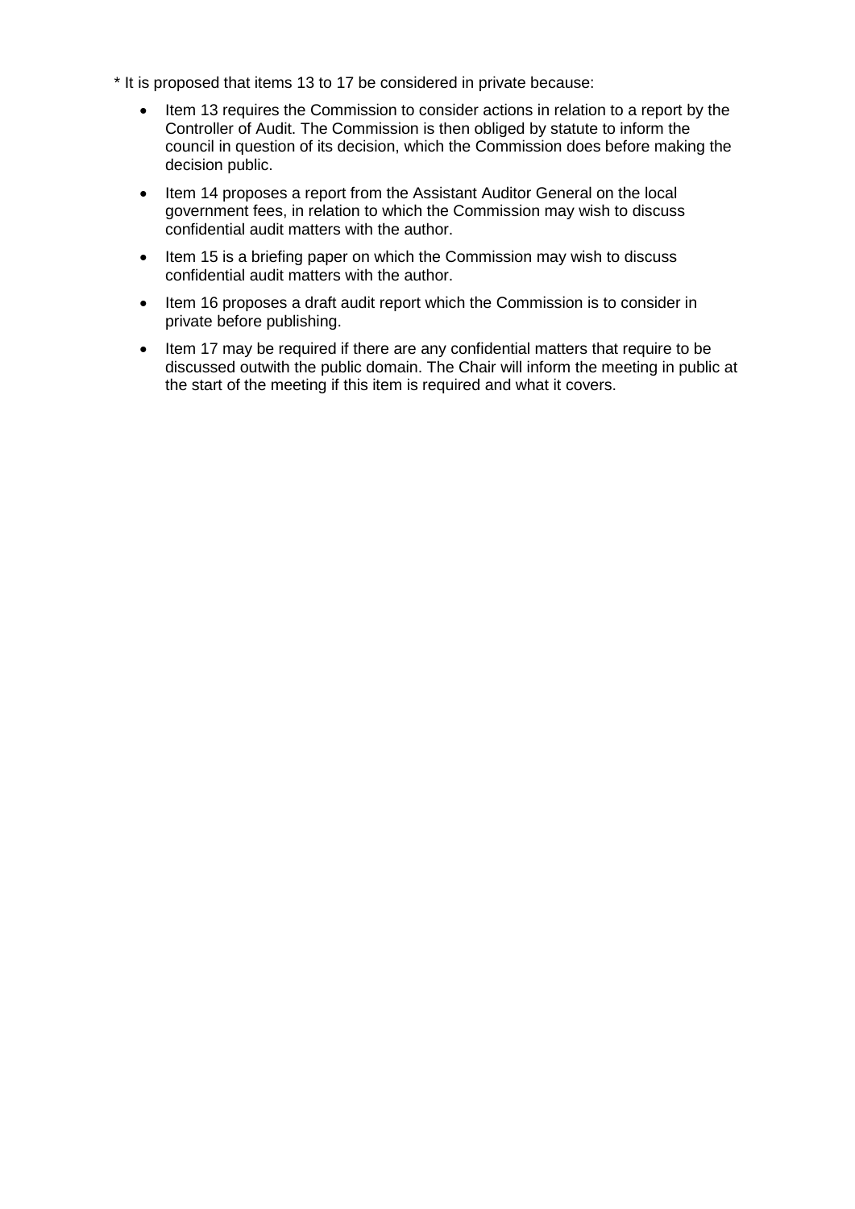* It is proposed that items 13 to 17 be considered in private because:

- Item 13 requires the Commission to consider actions in relation to a report by the Controller of Audit. The Commission is then obliged by statute to inform the council in question of its decision, which the Commission does before making the decision public.
- Item 14 proposes a report from the Assistant Auditor General on the local government fees, in relation to which the Commission may wish to discuss confidential audit matters with the author.
- Item 15 is a briefing paper on which the Commission may wish to discuss confidential audit matters with the author.
- Item 16 proposes a draft audit report which the Commission is to consider in private before publishing.
- Item 17 may be required if there are any confidential matters that require to be discussed outwith the public domain. The Chair will inform the meeting in public at the start of the meeting if this item is required and what it covers.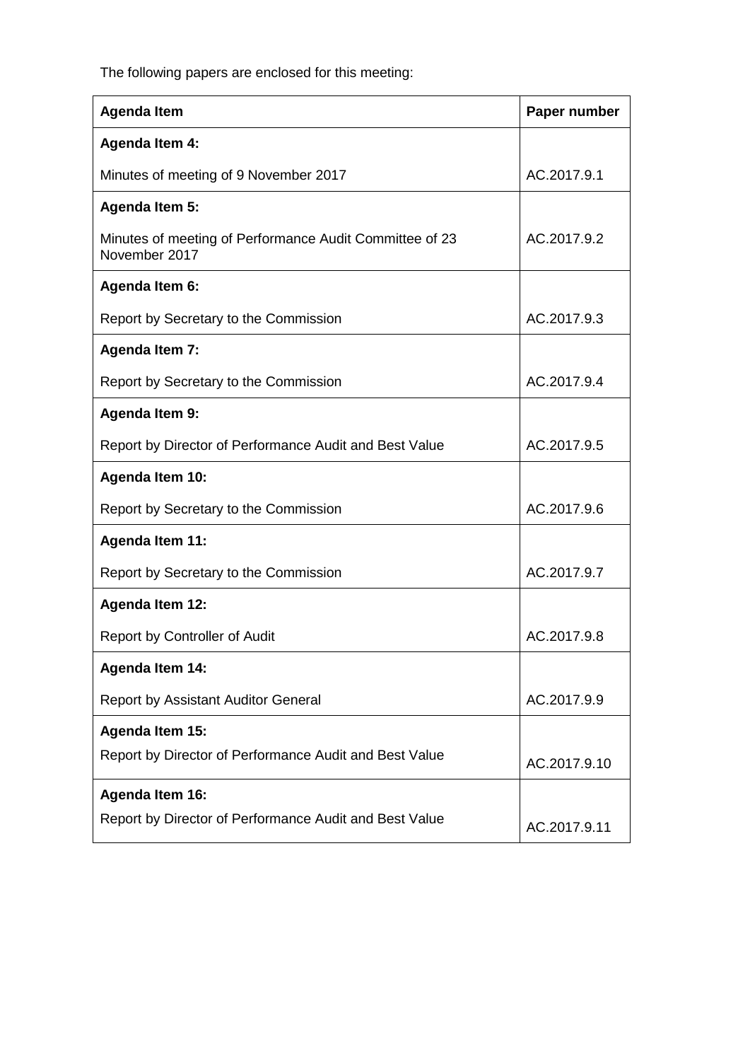The following papers are enclosed for this meeting:

| Agenda Item | Paper number |
| --- | --- |
| **Agenda Item 4:**<br>Minutes of meeting of 9 November 2017 | AC.2017.9.1 |
| **Agenda Item 5:**<br>Minutes of meeting of Performance Audit Committee of 23 November 2017 | AC.2017.9.2 |
| **Agenda Item 6:**<br>Report by Secretary to the Commission | AC.2017.9.3 |
| **Agenda Item 7:**<br>Report by Secretary to the Commission | AC.2017.9.4 |
| **Agenda Item 9:**<br>Report by Director of Performance Audit and Best Value | AC.2017.9.5 |
| **Agenda Item 10:**<br>Report by Secretary to the Commission | AC.2017.9.6 |
| **Agenda Item 11:**<br>Report by Secretary to the Commission | AC.2017.9.7 |
| **Agenda Item 12:**<br>Report by Controller of Audit | AC.2017.9.8 |
| **Agenda Item 14:**<br>Report by Assistant Auditor General | AC.2017.9.9 |
| **Agenda Item 15:**<br>Report by Director of Performance Audit and Best Value | AC.2017.9.10 |
| **Agenda Item 16:**<br>Report by Director of Performance Audit and Best Value | AC.2017.9.11 |